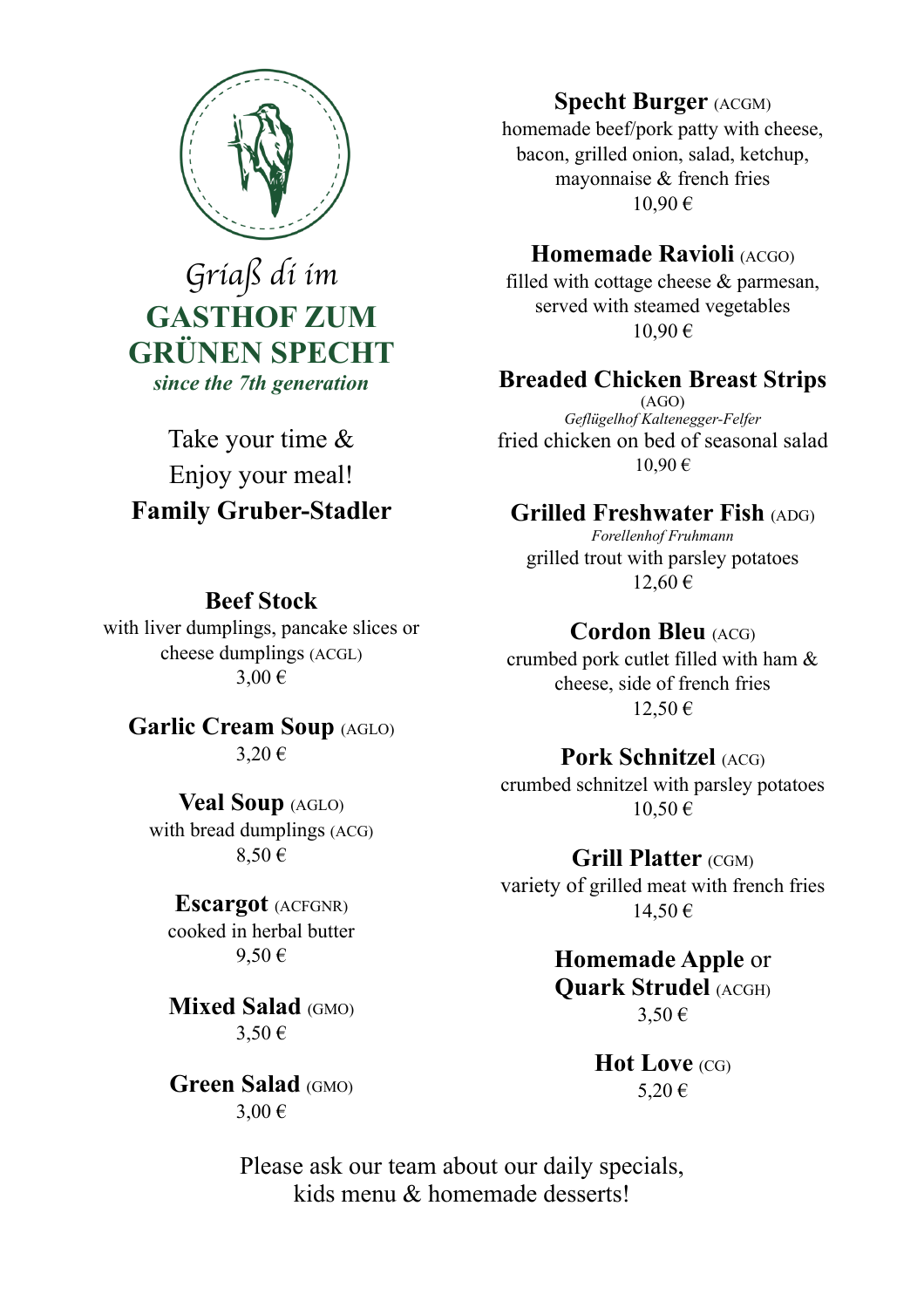*Griaß di im*

# GASTHOF ZUM GRÜNEN SPECHT

***since the 7th generation***

Take your time &
Enjoy your meal!

**Family Gruber-Stadler**

**Beef Stock**
with liver dumplings, pancake slices or cheese dumplings (ACGL)
3,00 €

**Garlic Cream Soup** (AGLO)
3,20 €

**Veal Soup** (AGLO)
with bread dumplings (ACG)
8,50 €

**Escargot** (ACFGNR)
cooked in herbal butter
9,50 €

**Mixed Salad** (GMO)
3,50 €

**Green Salad** (GMO)
3,00 €

**Specht Burger** (ACGM)
homemade beef/pork patty with cheese, bacon, grilled onion, salad, ketchup, mayonnaise & french fries
10,90 €

**Homemade Ravioli** (ACGO)
filled with cottage cheese & parmesan, served with steamed vegetables
10,90 €

**Breaded Chicken Breast Strips**
(AGO)
*Geflügelhof Kaltenegger-Felfer*
fried chicken on bed of seasonal salad
10,90 €

**Grilled Freshwater Fish** (ADG)
*Forellenhof Fruhmann*
grilled trout with parsley potatoes
12,60 €

**Cordon Bleu** (ACG)
crumbed pork cutlet filled with ham & cheese, side of french fries
12,50 €

**Pork Schnitzel** (ACG)
crumbed schnitzel with parsley potatoes
10,50 €

**Grill Platter** (CGM)
variety of grilled meat with french fries
14,50 €

**Homemade Apple** or **Quark Strudel** (ACGH)
3,50 €

**Hot Love** (CG)
5,20 €

Please ask our team about our daily specials, kids menu & homemade desserts!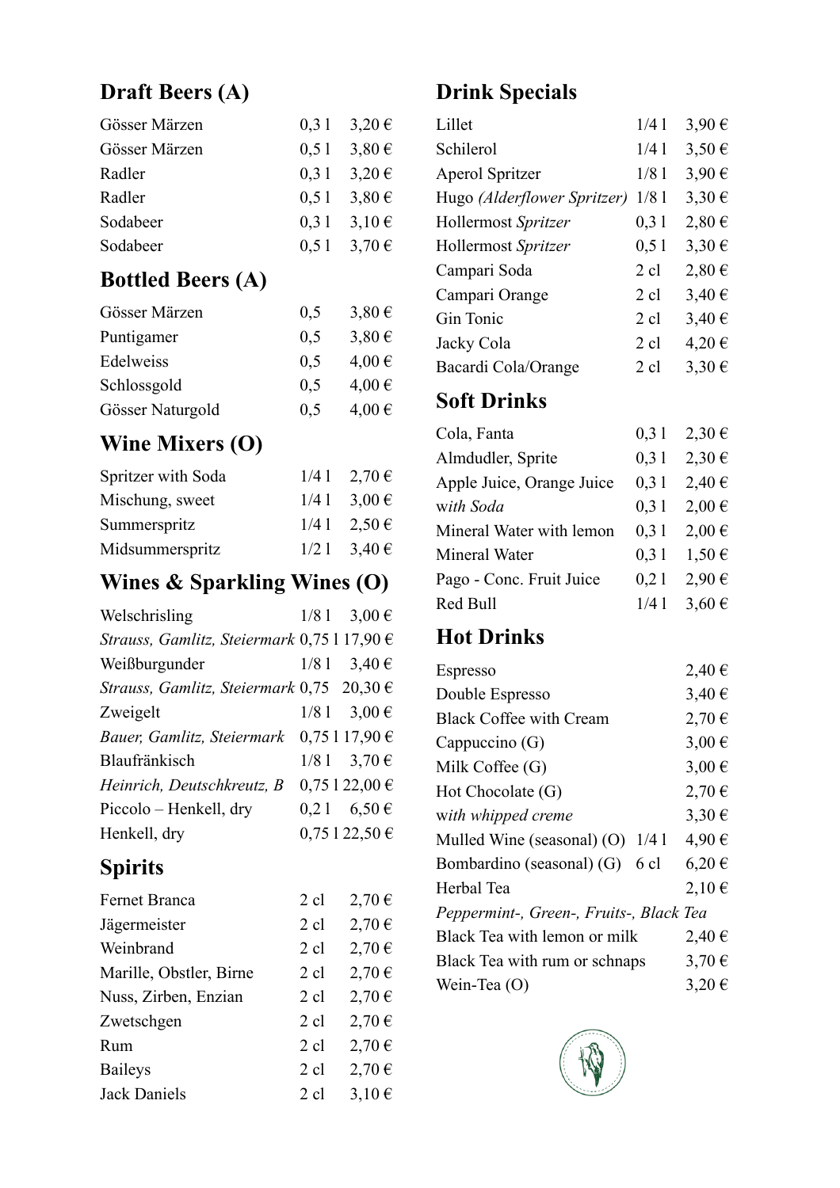## Draft Beers (A)

| | | |
|---|---|---|
| Gösser Märzen | 0,3 l | 3,20 € |
| Gösser Märzen | 0,5 l | 3,80 € |
| Radler | 0,3 l | 3,20 € |
| Radler | 0,5 l | 3,80 € |
| Sodabeer | 0,3 l | 3,10 € |
| Sodabeer | 0,5 l | 3,70 € |

## Bottled Beers (A)

| | | |
|---|---|---|
| Gösser Märzen | 0,5 | 3,80 € |
| Puntigamer | 0,5 | 3,80 € |
| Edelweiss | 0,5 | 4,00 € |
| Schlossgold | 0,5 | 4,00 € |
| Gösser Naturgold | 0,5 | 4,00 € |

## Wine Mixers (O)

| | | |
|---|---|---|
| Spritzer with Soda | 1/4 l | 2,70 € |
| Mischung, sweet | 1/4 l | 3,00 € |
| Summerspritz | 1/4 l | 2,50 € |
| Midsummerspritz | 1/2 l | 3,40 € |

## Wines & Sparkling Wines (O)

| | | |
|---|---|---|
| Welschrisling | 1/8 l | 3,00 € |
| *Strauss, Gamlitz, Steiermark* | 0,75 l | 17,90 € |
| Weißburgunder | 1/8 l | 3,40 € |
| *Strauss, Gamlitz, Steiermark* | 0,75 | 20,30 € |
| Zweigelt | 1/8 l | 3,00 € |
| *Bauer, Gamlitz, Steiermark* | 0,75 l | 17,90 € |
| Blaufränkisch | 1/8 l | 3,70 € |
| *Heinrich, Deutschkreutz, B* | 0,75 l | 22,00 € |
| Piccolo – Henkell, dry | 0,2 l | 6,50 € |
| Henkell, dry | 0,75 l | 22,50 € |

## Spirits

| | | |
|---|---|---|
| Fernet Branca | 2 cl | 2,70 € |
| Jägermeister | 2 cl | 2,70 € |
| Weinbrand | 2 cl | 2,70 € |
| Marille, Obstler, Birne | 2 cl | 2,70 € |
| Nuss, Zirben, Enzian | 2 cl | 2,70 € |
| Zwetschgen | 2 cl | 2,70 € |
| Rum | 2 cl | 2,70 € |
| Baileys | 2 cl | 2,70 € |
| Jack Daniels | 2 cl | 3,10 € |

## Drink Specials

| | | |
|---|---|---|
| Lillet | 1/4 l | 3,90 € |
| Schilerol | 1/4 l | 3,50 € |
| Aperol Spritzer | 1/8 l | 3,90 € |
| Hugo *(Alderflower Spritzer)* | 1/8 l | 3,30 € |
| Hollermost *Spritzer* | 0,3 l | 2,80 € |
| Hollermost *Spritzer* | 0,5 l | 3,30 € |
| Campari Soda | 2 cl | 2,80 € |
| Campari Orange | 2 cl | 3,40 € |
| Gin Tonic | 2 cl | 3,40 € |
| Jacky Cola | 2 cl | 4,20 € |
| Bacardi Cola/Orange | 2 cl | 3,30 € |

## Soft Drinks

| | | |
|---|---|---|
| Cola, Fanta | 0,3 l | 2,30 € |
| Almdudler, Sprite | 0,3 l | 2,30 € |
| Apple Juice, Orange Juice | 0,3 l | 2,40 € |
| w*ith Soda* | 0,3 l | 2,00 € |
| Mineral Water with lemon | 0,3 l | 2,00 € |
| Mineral Water | 0,3 l | 1,50 € |
| Pago - Conc. Fruit Juice | 0,2 l | 2,90 € |
| Red Bull | 1/4 l | 3,60 € |

## Hot Drinks

| | | |
|---|---|---|
| Espresso | | 2,40 € |
| Double Espresso | | 3,40 € |
| Black Coffee with Cream | | 2,70 € |
| Cappuccino (G) | | 3,00 € |
| Milk Coffee (G) | | 3,00 € |
| Hot Chocolate (G) | | 2,70 € |
| w*ith whipped creme* | | 3,30 € |
| Mulled Wine (seasonal) (O) | 1/4 l | 4,90 € |
| Bombardino (seasonal) (G) | 6 cl | 6,20 € |
| Herbal Tea | | 2,10 € |
| *Peppermint-, Green-, Fruits-, Black Tea* | | |
| Black Tea with lemon or milk | | 2,40 € |
| Black Tea with rum or schnaps | | 3,70 € |
| Wein-Tea (O) | | 3,20 € |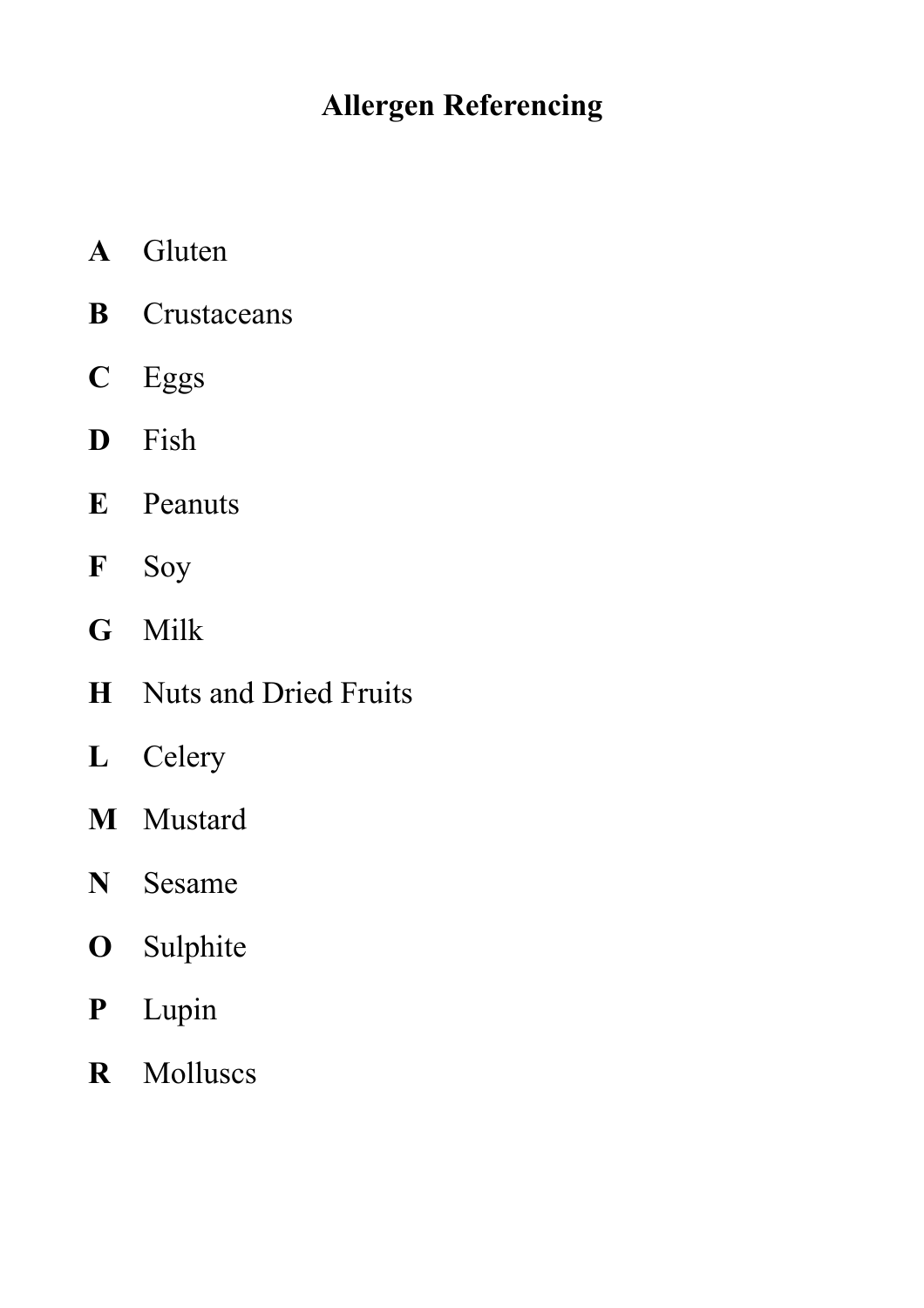# Allergen Referencing

**A** Gluten

**B** Crustaceans

**C** Eggs

**D** Fish

**E** Peanuts

**F** Soy

**G** Milk

**H** Nuts and Dried Fruits

**L** Celery

**M** Mustard

**N** Sesame

**O** Sulphite

**P** Lupin

**R** Molluscs